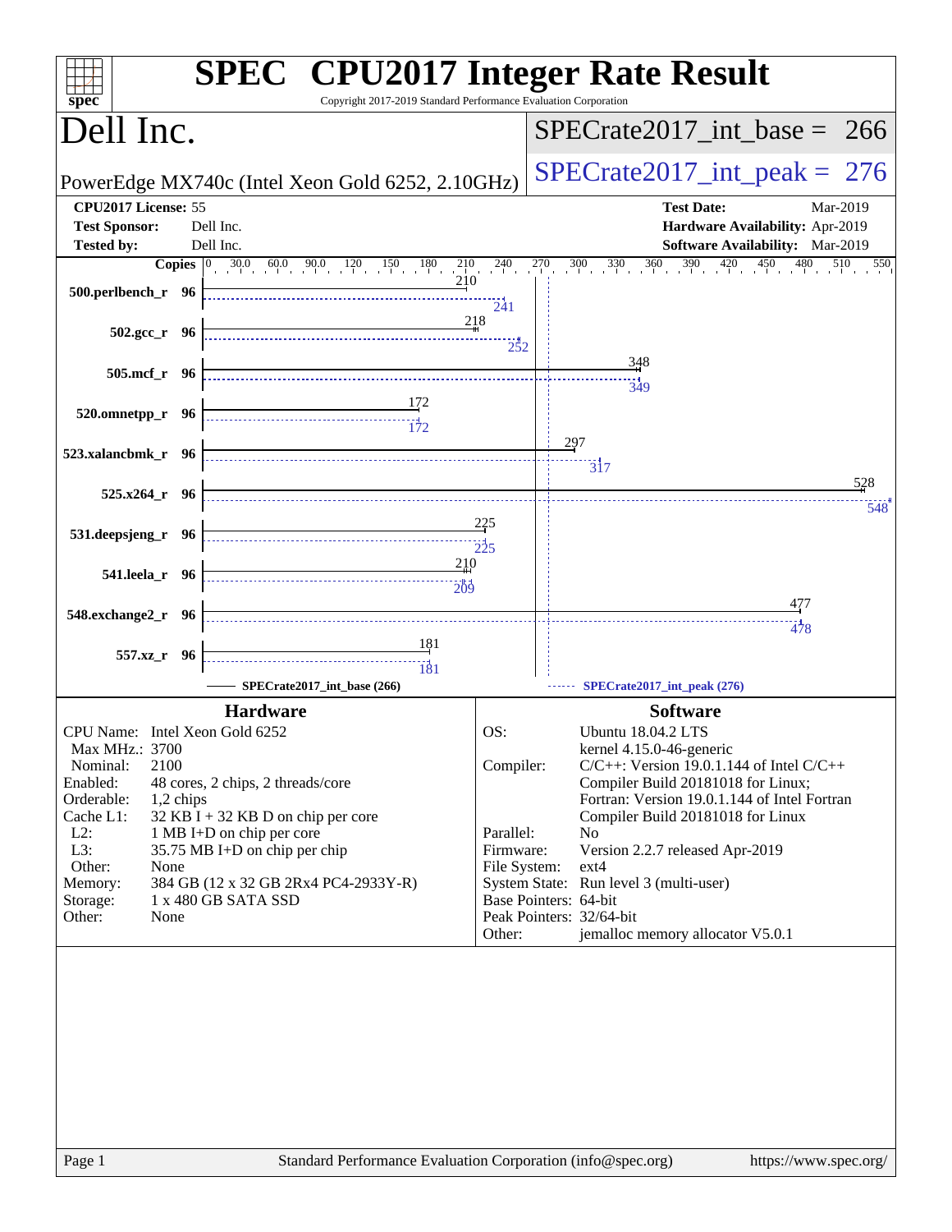# SPEC CPU2017 Integer Rate Result

Copyright 2017-2019 Standard Performance Evaluation Corporation

## Dell Inc.

PowerEdge MX740c (Intel Xeon Gold 6252, 2.10GHz)

SPECrate2017_int_base = 266

SPECrate2017_int_peak = 276

**CPU2017 License:** 55
**Test Sponsor:** Dell Inc.
**Tested by:** Dell Inc.

**Test Date:** Mar-2019
**Hardware Availability:** Apr-2019
**Software Availability:** Mar-2019

| Benchmark | Copies | Base | Peak |
|---|---|---|---|
| 500.perlbench_r | 96 | 210 | 241 |
| 502.gcc_r | 96 | 218 | 252 |
| 505.mcf_r | 96 | 348 | 349 |
| 520.omnetpp_r | 96 | 172 | 172 |
| 523.xalancbmk_r | 96 | 297 | 317 |
| 525.x264_r | 96 | 528 | 548 |
| 531.deepsjeng_r | 96 | 225 | 225 |
| 541.leela_r | 96 | 210 | 209 |
| 548.exchange2_r | 96 | 477 | 478 |
| 557.xz_r | 96 | 181 | 181 |

SPECrate2017_int_base (266) — SPECrate2017_int_peak (276)

### Hardware

| | |
|---|---|
| CPU Name: | Intel Xeon Gold 6252 |
| Max MHz.: | 3700 |
| Nominal: | 2100 |
| Enabled: | 48 cores, 2 chips, 2 threads/core |
| Orderable: | 1,2 chips |
| Cache L1: | 32 KB I + 32 KB D on chip per core |
| L2: | 1 MB I+D on chip per core |
| L3: | 35.75 MB I+D on chip per chip |
| Other: | None |
| Memory: | 384 GB (12 x 32 GB 2Rx4 PC4-2933Y-R) |
| Storage: | 1 x 480 GB SATA SSD |
| Other: | None |

### Software

| | |
|---|---|
| OS: | Ubuntu 18.04.2 LTS<br>kernel 4.15.0-46-generic |
| Compiler: | C/C++: Version 19.0.1.144 of Intel C/C++ Compiler Build 20181018 for Linux;<br>Fortran: Version 19.0.1.144 of Intel Fortran Compiler Build 20181018 for Linux |
| Parallel: | No |
| Firmware: | Version 2.2.7 released Apr-2019 |
| File System: | ext4 |
| System State: | Run level 3 (multi-user) |
| Base Pointers: | 64-bit |
| Peak Pointers: | 32/64-bit |
| Other: | jemalloc memory allocator V5.0.1 |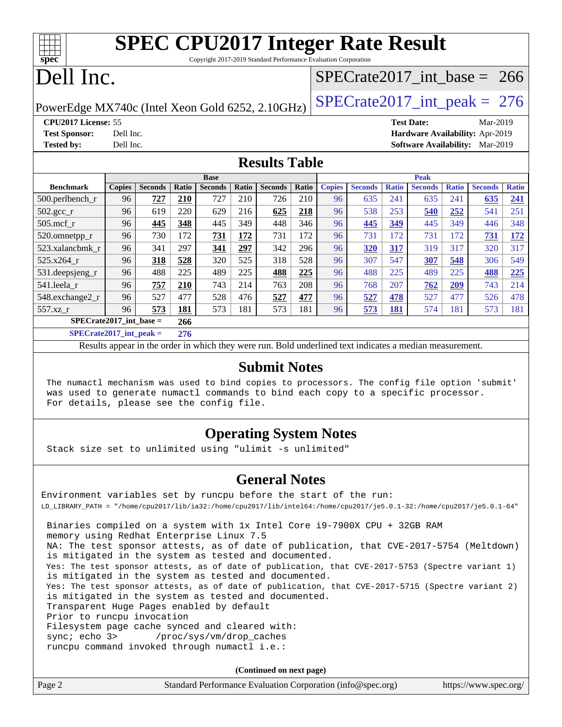# SPEC CPU2017 Integer Rate Result

Copyright 2017-2019 Standard Performance Evaluation Corporation

# Dell Inc.

PowerEdge MX740c (Intel Xeon Gold 6252, 2.10GHz)

SPECrate2017_int_base = 266

SPECrate2017_int_peak = 276

**CPU2017 License:** 55
**Test Sponsor:** Dell Inc.
**Tested by:** Dell Inc.

**Test Date:** Mar-2019
**Hardware Availability:** Apr-2019
**Software Availability:** Mar-2019

## Results Table

| Benchmark | Base | | | | | | | Peak | | | | | | |
|---|---|---|---|---|---|---|---|---|---|---|---|---|---|---|
| | Copies | Seconds | Ratio | Seconds | Ratio | Seconds | Ratio | Copies | Seconds | Ratio | Seconds | Ratio | Seconds | Ratio |
| 500.perlbench_r | 96 | **727** | **210** | 727 | 210 | 726 | 210 | 96 | 635 | 241 | 635 | 241 | **635** | **241** |
| 502.gcc_r | 96 | 619 | 220 | 629 | 216 | **625** | **218** | 96 | 538 | 253 | **540** | **252** | 541 | 251 |
| 505.mcf_r | 96 | **445** | **348** | 445 | 349 | 448 | 346 | 96 | **445** | **349** | 445 | 349 | 446 | 348 |
| 520.omnetpp_r | 96 | 730 | 172 | **731** | **172** | 731 | 172 | 96 | 731 | 172 | 731 | 172 | **731** | **172** |
| 523.xalancbmk_r | 96 | 341 | 297 | **341** | **297** | 342 | 296 | 96 | **320** | **317** | 319 | 317 | 320 | 317 |
| 525.x264_r | 96 | **318** | **528** | 320 | 525 | 318 | 528 | 96 | 307 | 547 | **307** | **548** | 306 | 549 |
| 531.deepsjeng_r | 96 | 488 | 225 | 489 | 225 | **488** | **225** | 96 | 488 | 225 | 489 | 225 | **488** | **225** |
| 541.leela_r | 96 | **757** | **210** | 743 | 214 | 763 | 208 | 96 | 768 | 207 | **762** | **209** | 743 | 214 |
| 548.exchange2_r | 96 | 527 | 477 | 528 | 476 | **527** | **477** | 96 | **527** | **478** | 527 | 477 | 526 | 478 |
| 557.xz_r | 96 | **573** | **181** | 573 | 181 | 573 | 181 | 96 | **573** | **181** | 574 | 181 | 573 | 181 |

**SPECrate2017_int_base = 266**

**SPECrate2017_int_peak = 276**

Results appear in the order in which they were run. Bold underlined text indicates a median measurement.

## Submit Notes

The numactl mechanism was used to bind copies to processors. The config file option 'submit' was used to generate numactl commands to bind each copy to a specific processor. For details, please see the config file.

## Operating System Notes

Stack size set to unlimited using "ulimit -s unlimited"

## General Notes

Environment variables set by runcpu before the start of the run:
LD_LIBRARY_PATH = "/home/cpu2017/lib/ia32:/home/cpu2017/lib/intel64:/home/cpu2017/je5.0.1-32:/home/cpu2017/je5.0.1-64"

Binaries compiled on a system with 1x Intel Core i9-7900X CPU + 32GB RAM memory using Redhat Enterprise Linux 7.5
NA: The test sponsor attests, as of date of publication, that CVE-2017-5754 (Meltdown) is mitigated in the system as tested and documented.
Yes: The test sponsor attests, as of date of publication, that CVE-2017-5753 (Spectre variant 1) is mitigated in the system as tested and documented.
Yes: The test sponsor attests, as of date of publication, that CVE-2017-5715 (Spectre variant 2) is mitigated in the system as tested and documented.
Transparent Huge Pages enabled by default
Prior to runcpu invocation
Filesystem page cache synced and cleared with:
sync; echo 3> /proc/sys/vm/drop_caches
runcpu command invoked through numactl i.e.:

**(Continued on next page)**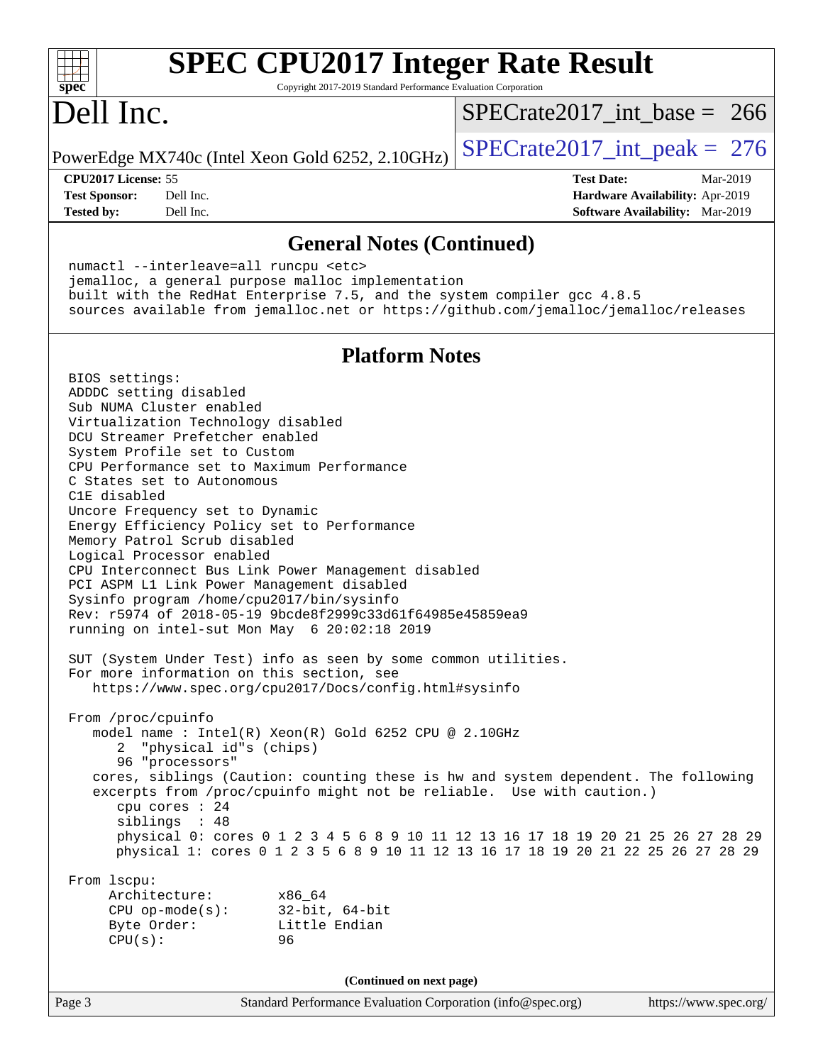# SPEC CPU2017 Integer Rate Result

Copyright 2017-2019 Standard Performance Evaluation Corporation

# Dell Inc.

PowerEdge MX740c (Intel Xeon Gold 6252, 2.10GHz)

SPECrate2017_int_base = 266

SPECrate2017_int_peak = 276

**CPU2017 License:** 55
**Test Sponsor:** Dell Inc.
**Tested by:** Dell Inc.

**Test Date:** Mar-2019
**Hardware Availability:** Apr-2019
**Software Availability:** Mar-2019

## General Notes (Continued)

```
numactl --interleave=all runcpu <etc>
jemalloc, a general purpose malloc implementation
built with the RedHat Enterprise 7.5, and the system compiler gcc 4.8.5
sources available from jemalloc.net or https://github.com/jemalloc/jemalloc/releases
```

## Platform Notes

```
BIOS settings:
ADDDC setting disabled
Sub NUMA Cluster enabled
Virtualization Technology disabled
DCU Streamer Prefetcher enabled
System Profile set to Custom
CPU Performance set to Maximum Performance
C States set to Autonomous
C1E disabled
Uncore Frequency set to Dynamic
Energy Efficiency Policy set to Performance
Memory Patrol Scrub disabled
Logical Processor enabled
CPU Interconnect Bus Link Power Management disabled
PCI ASPM L1 Link Power Management disabled
Sysinfo program /home/cpu2017/bin/sysinfo
Rev: r5974 of 2018-05-19 9bcde8f2999c33d61f64985e45859ea9
running on intel-sut Mon May  6 20:02:18 2019

SUT (System Under Test) info as seen by some common utilities.
For more information on this section, see
   https://www.spec.org/cpu2017/Docs/config.html#sysinfo

From /proc/cpuinfo
   model name : Intel(R) Xeon(R) Gold 6252 CPU @ 2.10GHz
      2  "physical id"s (chips)
      96 "processors"
   cores, siblings (Caution: counting these is hw and system dependent. The following
   excerpts from /proc/cpuinfo might not be reliable.  Use with caution.)
      cpu cores : 24
      siblings  : 48
      physical 0: cores 0 1 2 3 4 5 6 8 9 10 11 12 13 16 17 18 19 20 21 25 26 27 28 29
      physical 1: cores 0 1 2 3 5 6 8 9 10 11 12 13 16 17 18 19 20 21 22 25 26 27 28 29

From lscpu:
     Architecture:        x86_64
     CPU op-mode(s):      32-bit, 64-bit
     Byte Order:          Little Endian
     CPU(s):              96
```

(Continued on next page)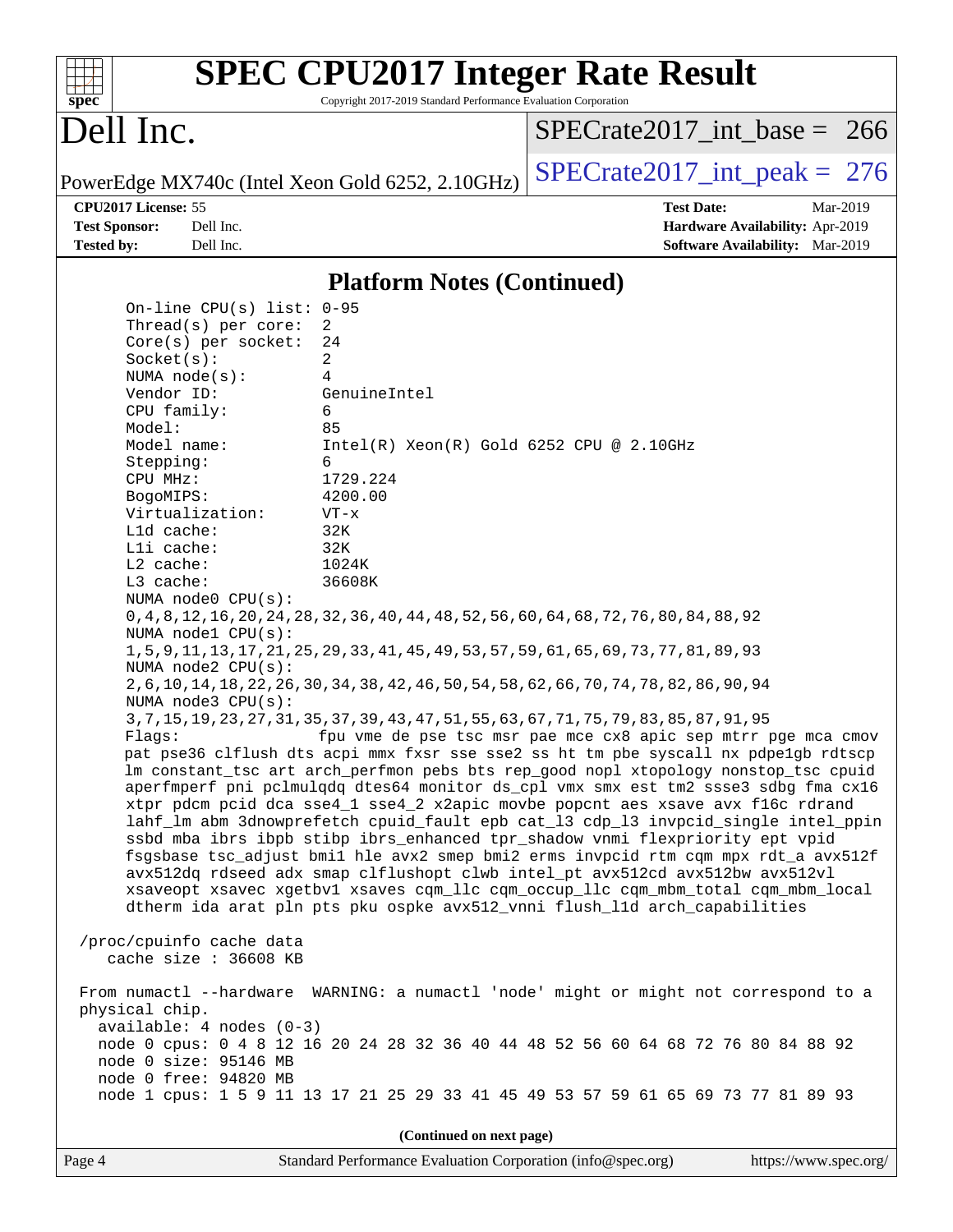## Platform Notes (Continued)

```
On-line CPU(s) list: 0-95
Thread(s) per core:  2
Core(s) per socket:  24
Socket(s):           2
NUMA node(s):        4
Vendor ID:           GenuineIntel
CPU family:          6
Model:               85
Model name:          Intel(R) Xeon(R) Gold 6252 CPU @ 2.10GHz
Stepping:            6
CPU MHz:             1729.224
BogoMIPS:            4200.00
Virtualization:      VT-x
L1d cache:           32K
L1i cache:           32K
L2 cache:            1024K
L3 cache:            36608K
NUMA node0 CPU(s):
0,4,8,12,16,20,24,28,32,36,40,44,48,52,56,60,64,68,72,76,80,84,88,92
NUMA node1 CPU(s):
1,5,9,11,13,17,21,25,29,33,41,45,49,53,57,59,61,65,69,73,77,81,89,93
NUMA node2 CPU(s):
2,6,10,14,18,22,26,30,34,38,42,46,50,54,58,62,66,70,74,78,82,86,90,94
NUMA node3 CPU(s):
3,7,15,19,23,27,31,35,37,39,43,47,51,55,63,67,71,75,79,83,85,87,91,95
Flags:               fpu vme de pse tsc msr pae mce cx8 apic sep mtrr pge mca cmov
pat pse36 clflush dts acpi mmx fxsr sse sse2 ss ht tm pbe syscall nx pdpe1gb rdtscp
lm constant_tsc art arch_perfmon pebs bts rep_good nopl xtopology nonstop_tsc cpuid
aperfmperf pni pclmulqdq dtes64 monitor ds_cpl vmx smx est tm2 ssse3 sdbg fma cx16
xtpr pdcm pcid dca sse4_1 sse4_2 x2apic movbe popcnt aes xsave avx f16c rdrand
lahf_lm abm 3dnowprefetch cpuid_fault epb cat_l3 cdp_l3 invpcid_single intel_ppin
ssbd mba ibrs ibpb stibp ibrs_enhanced tpr_shadow vnmi flexpriority ept vpid
fsgsbase tsc_adjust bmi1 hle avx2 smep bmi2 erms invpcid rtm cqm mpx rdt_a avx512f
avx512dq rdseed adx smap clflushopt clwb intel_pt avx512cd avx512bw avx512vl
xsaveopt xsavec xgetbv1 xsaves cqm_llc cqm_occup_llc cqm_mbm_total cqm_mbm_local
dtherm ida arat pln pts pku ospke avx512_vnni flush_l1d arch_capabilities

/proc/cpuinfo cache data
   cache size : 36608 KB

From numactl --hardware  WARNING: a numactl 'node' might or might not correspond to a
physical chip.
  available: 4 nodes (0-3)
  node 0 cpus: 0 4 8 12 16 20 24 28 32 36 40 44 48 52 56 60 64 68 72 76 80 84 88 92
  node 0 size: 95146 MB
  node 0 free: 94820 MB
  node 1 cpus: 1 5 9 11 13 17 21 25 29 33 41 45 49 53 57 59 61 65 69 73 77 81 89 93
```

(Continued on next page)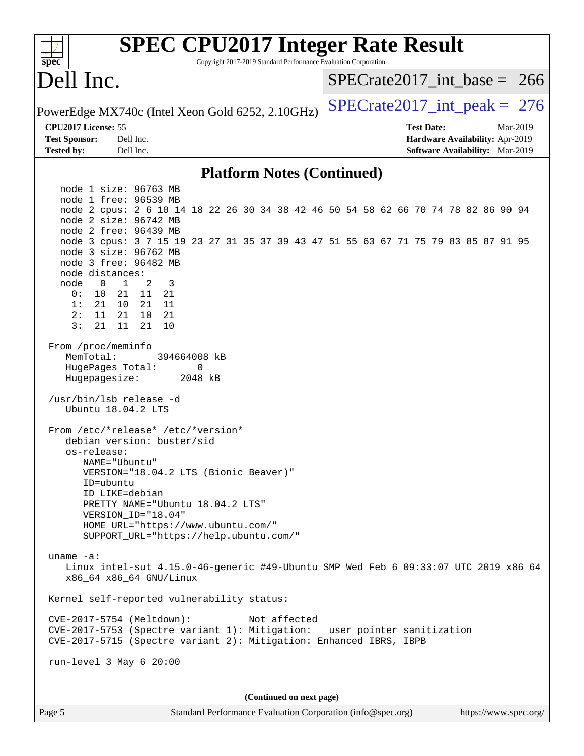## Platform Notes (Continued)

```
   node 1 size: 96763 MB
   node 1 free: 96539 MB
   node 2 cpus: 2 6 10 14 18 22 26 30 34 38 42 46 50 54 58 62 66 70 74 78 82 86 90 94
   node 2 size: 96742 MB
   node 2 free: 96439 MB
   node 3 cpus: 3 7 15 19 23 27 31 35 37 39 43 47 51 55 63 67 71 75 79 83 85 87 91 95
   node 3 size: 96762 MB
   node 3 free: 96482 MB
   node distances:
   node   0   1   2   3
     0:  10  21  11  21
     1:  21  10  21  11
     2:  11  21  10  21
     3:  21  11  21  10

 From /proc/meminfo
    MemTotal:       394664008 kB
    HugePages_Total:       0
    Hugepagesize:       2048 kB

 /usr/bin/lsb_release -d
    Ubuntu 18.04.2 LTS

 From /etc/*release* /etc/*version*
    debian_version: buster/sid
    os-release:
       NAME="Ubuntu"
       VERSION="18.04.2 LTS (Bionic Beaver)"
       ID=ubuntu
       ID_LIKE=debian
       PRETTY_NAME="Ubuntu 18.04.2 LTS"
       VERSION_ID="18.04"
       HOME_URL="https://www.ubuntu.com/"
       SUPPORT_URL="https://help.ubuntu.com/"

 uname -a:
    Linux intel-sut 4.15.0-46-generic #49-Ubuntu SMP Wed Feb 6 09:33:07 UTC 2019 x86_64
    x86_64 x86_64 GNU/Linux

 Kernel self-reported vulnerability status:

 CVE-2017-5754 (Meltdown):          Not affected
 CVE-2017-5753 (Spectre variant 1): Mitigation: __user pointer sanitization
 CVE-2017-5715 (Spectre variant 2): Mitigation: Enhanced IBRS, IBPB

 run-level 3 May 6 20:00
```

(Continued on next page)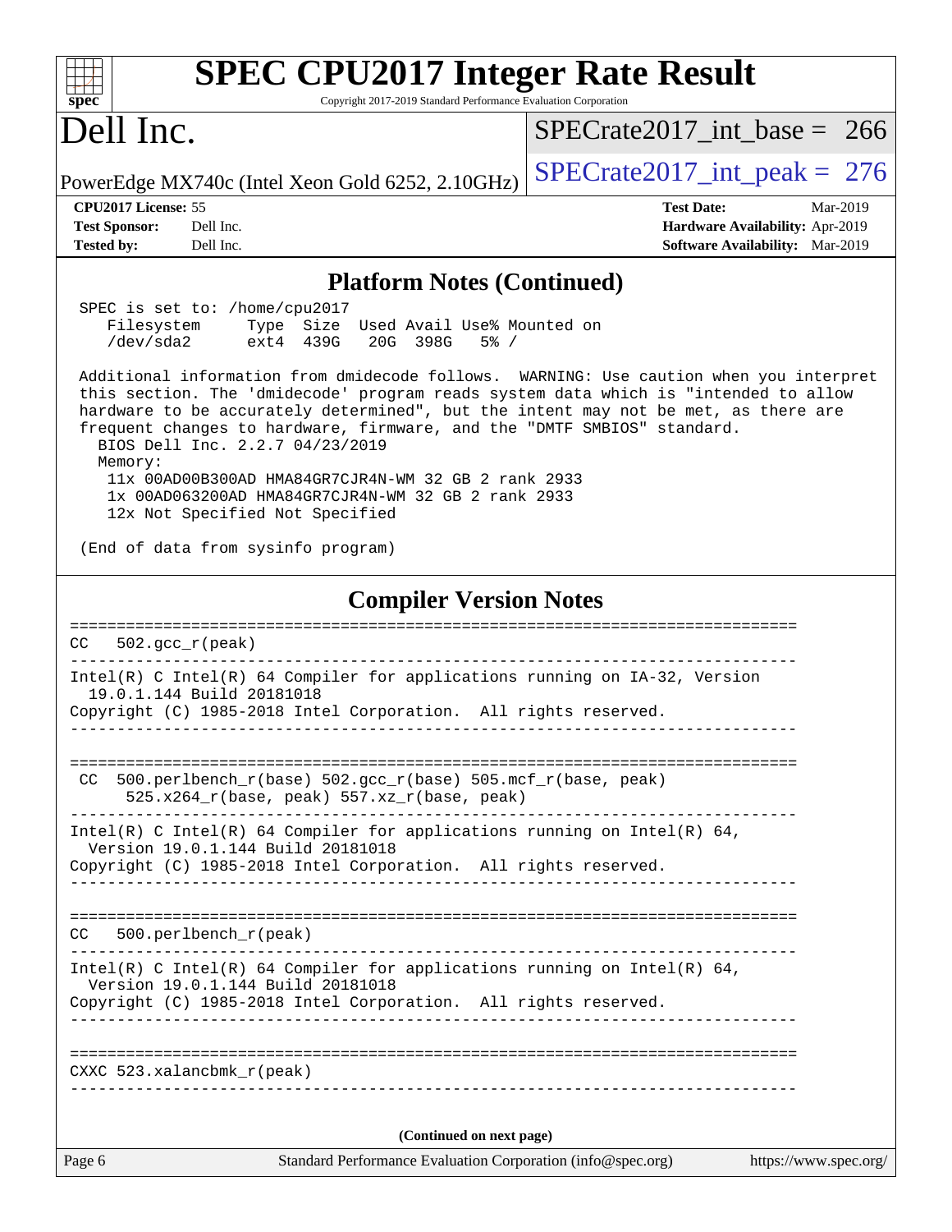## Platform Notes (Continued)

```
SPEC is set to: /home/cpu2017
   Filesystem     Type  Size  Used Avail Use% Mounted on
   /dev/sda2      ext4  439G   20G  398G   5% /

Additional information from dmidecode follows.  WARNING: Use caution when you interpret
this section. The 'dmidecode' program reads system data which is "intended to allow
hardware to be accurately determined", but the intent may not be met, as there are
frequent changes to hardware, firmware, and the "DMTF SMBIOS" standard.
  BIOS Dell Inc. 2.2.7 04/23/2019
  Memory:
   11x 00AD00B300AD HMA84GR7CJR4N-WM 32 GB 2 rank 2933
   1x 00AD063200AD HMA84GR7CJR4N-WM 32 GB 2 rank 2933
   12x Not Specified Not Specified

(End of data from sysinfo program)
```

## Compiler Version Notes

```
==============================================================================
CC  502.gcc_r(peak)
------------------------------------------------------------------------------
Intel(R) C Intel(R) 64 Compiler for applications running on IA-32, Version
  19.0.1.144 Build 20181018
Copyright (C) 1985-2018 Intel Corporation.  All rights reserved.
------------------------------------------------------------------------------

==============================================================================
 CC  500.perlbench_r(base) 502.gcc_r(base) 505.mcf_r(base, peak)
      525.x264_r(base, peak) 557.xz_r(base, peak)
------------------------------------------------------------------------------
Intel(R) C Intel(R) 64 Compiler for applications running on Intel(R) 64,
  Version 19.0.1.144 Build 20181018
Copyright (C) 1985-2018 Intel Corporation.  All rights reserved.
------------------------------------------------------------------------------

==============================================================================
CC  500.perlbench_r(peak)
------------------------------------------------------------------------------
Intel(R) C Intel(R) 64 Compiler for applications running on Intel(R) 64,
  Version 19.0.1.144 Build 20181018
Copyright (C) 1985-2018 Intel Corporation.  All rights reserved.
------------------------------------------------------------------------------

==============================================================================
CXXC 523.xalancbmk_r(peak)
------------------------------------------------------------------------------
```

(Continued on next page)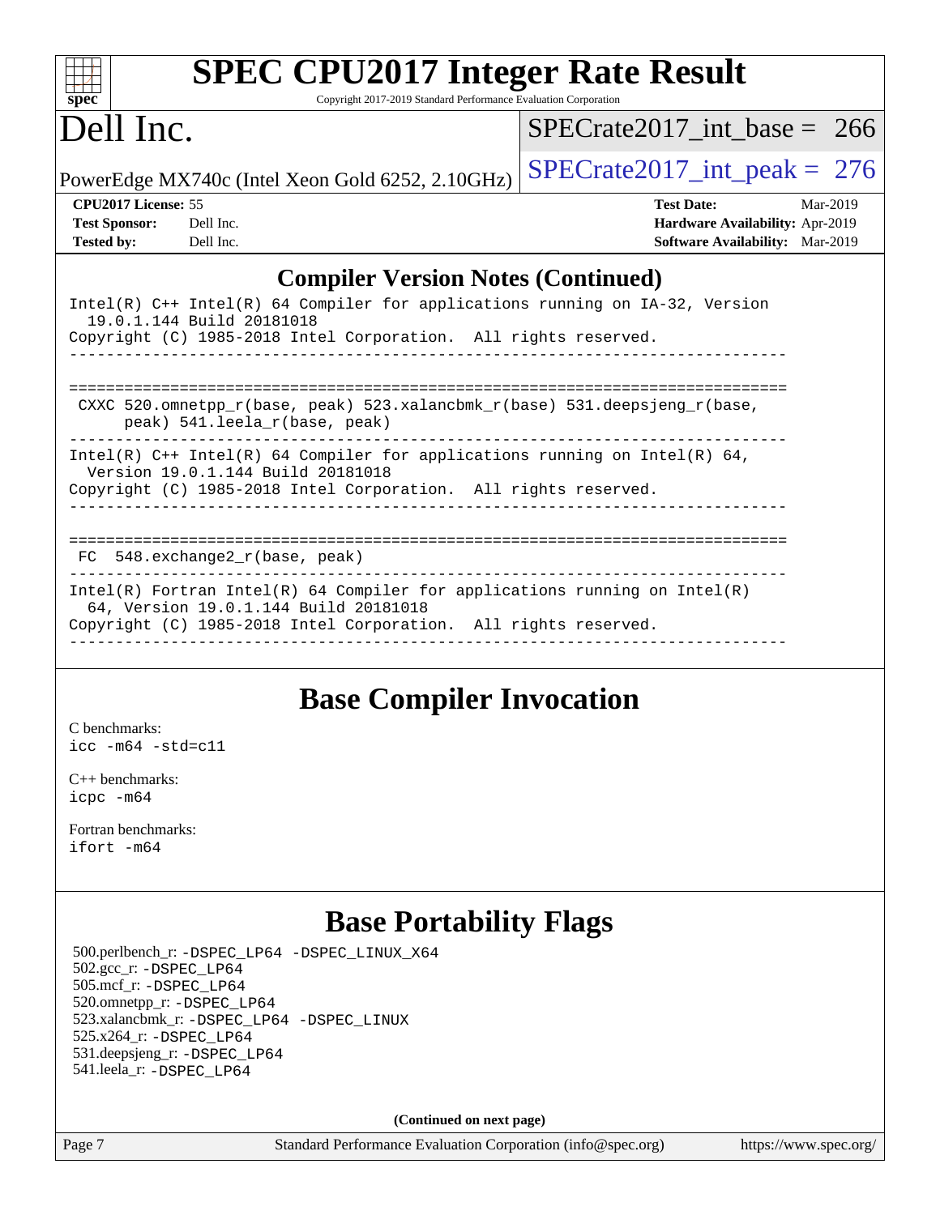# SPEC CPU2017 Integer Rate Result

Copyright 2017-2019 Standard Performance Evaluation Corporation

# Dell Inc.

PowerEdge MX740c (Intel Xeon Gold 6252, 2.10GHz)

SPECrate2017_int_base = 266

SPECrate2017_int_peak = 276

**CPU2017 License:** 55
**Test Sponsor:** Dell Inc.
**Tested by:** Dell Inc.

**Test Date:** Mar-2019
**Hardware Availability:** Apr-2019
**Software Availability:** Mar-2019

## Compiler Version Notes (Continued)

```
Intel(R) C++ Intel(R) 64 Compiler for applications running on IA-32, Version
  19.0.1.144 Build 20181018
Copyright (C) 1985-2018 Intel Corporation.  All rights reserved.
------------------------------------------------------------------------------

==============================================================================
 CXXC 520.omnetpp_r(base, peak) 523.xalancbmk_r(base) 531.deepsjeng_r(base,
      peak) 541.leela_r(base, peak)
------------------------------------------------------------------------------
Intel(R) C++ Intel(R) 64 Compiler for applications running on Intel(R) 64,
  Version 19.0.1.144 Build 20181018
Copyright (C) 1985-2018 Intel Corporation.  All rights reserved.
------------------------------------------------------------------------------

==============================================================================
 FC  548.exchange2_r(base, peak)
------------------------------------------------------------------------------
Intel(R) Fortran Intel(R) 64 Compiler for applications running on Intel(R)
  64, Version 19.0.1.144 Build 20181018
Copyright (C) 1985-2018 Intel Corporation.  All rights reserved.
------------------------------------------------------------------------------
```

## Base Compiler Invocation

C benchmarks:
icc -m64 -std=c11

C++ benchmarks:
icpc -m64

Fortran benchmarks:
ifort -m64

## Base Portability Flags

500.perlbench_r: -DSPEC_LP64 -DSPEC_LINUX_X64
502.gcc_r: -DSPEC_LP64
505.mcf_r: -DSPEC_LP64
520.omnetpp_r: -DSPEC_LP64
523.xalancbmk_r: -DSPEC_LP64 -DSPEC_LINUX
525.x264_r: -DSPEC_LP64
531.deepsjeng_r: -DSPEC_LP64
541.leela_r: -DSPEC_LP64

**(Continued on next page)**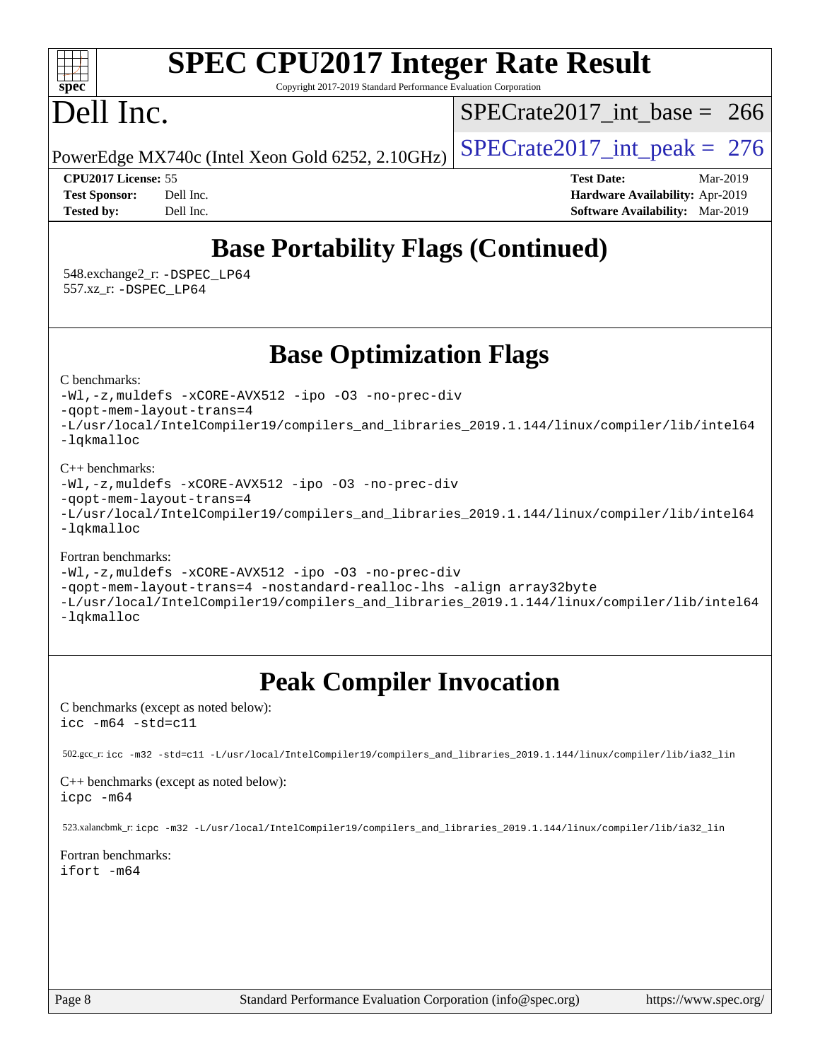## Base Portability Flags (Continued)

548.exchange2_r: -DSPEC_LP64
557.xz_r: -DSPEC_LP64

## Base Optimization Flags

C benchmarks:

```
-Wl,-z,muldefs -xCORE-AVX512 -ipo -O3 -no-prec-div
-qopt-mem-layout-trans=4
-L/usr/local/IntelCompiler19/compilers_and_libraries_2019.1.144/linux/compiler/lib/intel64
-lqkmalloc
```

C++ benchmarks:

```
-Wl,-z,muldefs -xCORE-AVX512 -ipo -O3 -no-prec-div
-qopt-mem-layout-trans=4
-L/usr/local/IntelCompiler19/compilers_and_libraries_2019.1.144/linux/compiler/lib/intel64
-lqkmalloc
```

Fortran benchmarks:

```
-Wl,-z,muldefs -xCORE-AVX512 -ipo -O3 -no-prec-div
-qopt-mem-layout-trans=4 -nostandard-realloc-lhs -align array32byte
-L/usr/local/IntelCompiler19/compilers_and_libraries_2019.1.144/linux/compiler/lib/intel64
-lqkmalloc
```

## Peak Compiler Invocation

C benchmarks (except as noted below):
icc -m64 -std=c11

502.gcc_r: icc -m32 -std=c11 -L/usr/local/IntelCompiler19/compilers_and_libraries_2019.1.144/linux/compiler/lib/ia32_lin

C++ benchmarks (except as noted below):
icpc -m64

523.xalancbmk_r: icpc -m32 -L/usr/local/IntelCompiler19/compilers_and_libraries_2019.1.144/linux/compiler/lib/ia32_lin

Fortran benchmarks:
ifort -m64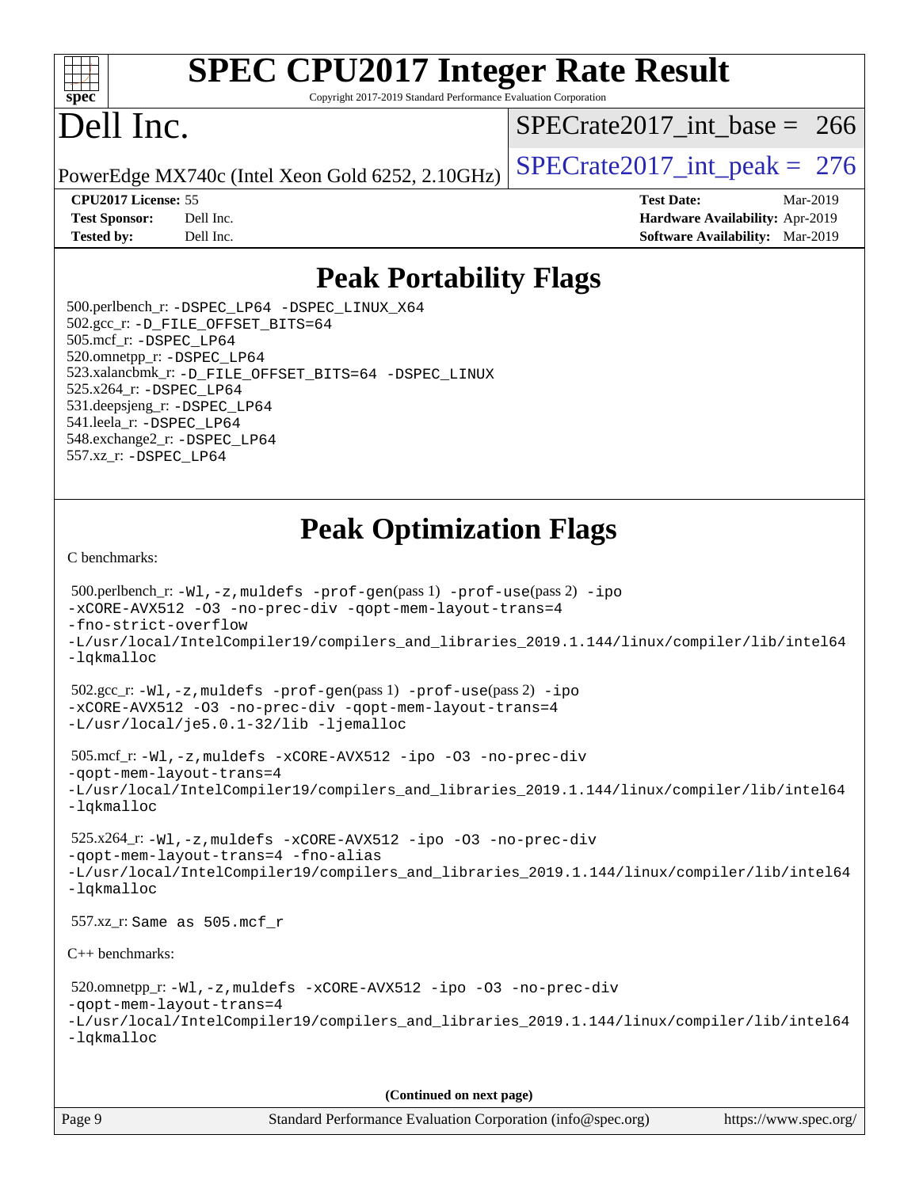# Peak Portability Flags

500.perlbench_r: -DSPEC_LP64 -DSPEC_LINUX_X64
502.gcc_r: -D_FILE_OFFSET_BITS=64
505.mcf_r: -DSPEC_LP64
520.omnetpp_r: -DSPEC_LP64
523.xalancbmk_r: -D_FILE_OFFSET_BITS=64 -DSPEC_LINUX
525.x264_r: -DSPEC_LP64
531.deepsjeng_r: -DSPEC_LP64
541.leela_r: -DSPEC_LP64
548.exchange2_r: -DSPEC_LP64
557.xz_r: -DSPEC_LP64

# Peak Optimization Flags

C benchmarks:

500.perlbench_r: -Wl,-z,muldefs -prof-gen(pass 1) -prof-use(pass 2) -ipo -xCORE-AVX512 -O3 -no-prec-div -qopt-mem-layout-trans=4 -fno-strict-overflow -L/usr/local/IntelCompiler19/compilers_and_libraries_2019.1.144/linux/compiler/lib/intel64 -lqkmalloc

502.gcc_r: -Wl,-z,muldefs -prof-gen(pass 1) -prof-use(pass 2) -ipo -xCORE-AVX512 -O3 -no-prec-div -qopt-mem-layout-trans=4 -L/usr/local/je5.0.1-32/lib -ljemalloc

505.mcf_r: -Wl,-z,muldefs -xCORE-AVX512 -ipo -O3 -no-prec-div -qopt-mem-layout-trans=4 -L/usr/local/IntelCompiler19/compilers_and_libraries_2019.1.144/linux/compiler/lib/intel64 -lqkmalloc

525.x264_r: -Wl,-z,muldefs -xCORE-AVX512 -ipo -O3 -no-prec-div -qopt-mem-layout-trans=4 -fno-alias -L/usr/local/IntelCompiler19/compilers_and_libraries_2019.1.144/linux/compiler/lib/intel64 -lqkmalloc

557.xz_r: Same as 505.mcf_r

C++ benchmarks:

520.omnetpp_r: -Wl,-z,muldefs -xCORE-AVX512 -ipo -O3 -no-prec-div -qopt-mem-layout-trans=4 -L/usr/local/IntelCompiler19/compilers_and_libraries_2019.1.144/linux/compiler/lib/intel64 -lqkmalloc

**(Continued on next page)**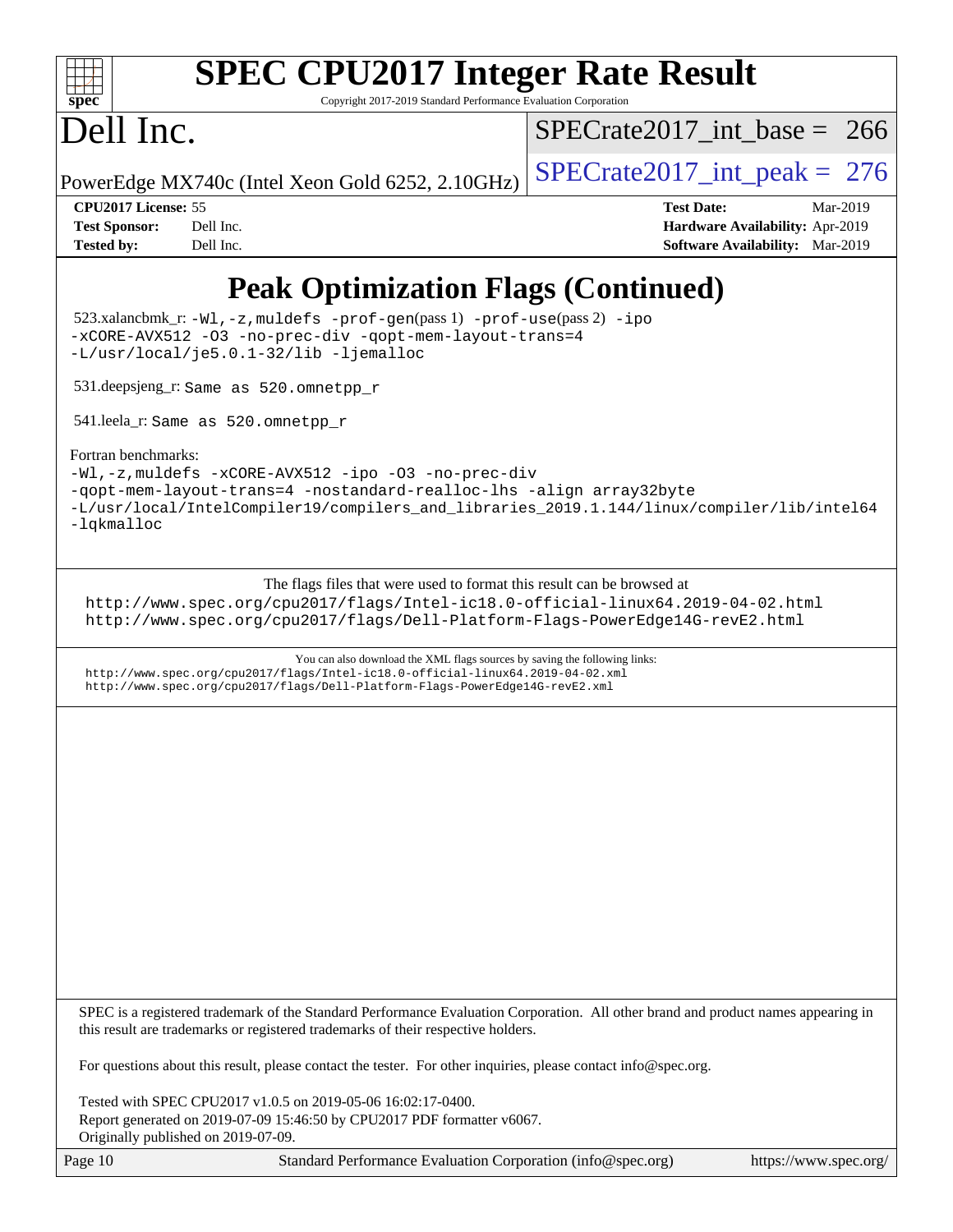# Peak Optimization Flags (Continued)

523.xalancbmk_r: `-Wl,-z,muldefs -prof-gen`(pass 1) `-prof-use`(pass 2) `-ipo -xCORE-AVX512 -O3 -no-prec-div -qopt-mem-layout-trans=4 -L/usr/local/je5.0.1-32/lib -ljemalloc`

531.deepsjeng_r: `Same as 520.omnetpp_r`

541.leela_r: `Same as 520.omnetpp_r`

Fortran benchmarks:

```
-Wl,-z,muldefs -xCORE-AVX512 -ipo -O3 -no-prec-div
-qopt-mem-layout-trans=4 -nostandard-realloc-lhs -align array32byte
-L/usr/local/IntelCompiler19/compilers_and_libraries_2019.1.144/linux/compiler/lib/intel64
-lqkmalloc
```

The flags files that were used to format this result can be browsed at

http://www.spec.org/cpu2017/flags/Intel-ic18.0-official-linux64.2019-04-02.html
http://www.spec.org/cpu2017/flags/Dell-Platform-Flags-PowerEdge14G-revE2.html

You can also download the XML flags sources by saving the following links:

http://www.spec.org/cpu2017/flags/Intel-ic18.0-official-linux64.2019-04-02.xml
http://www.spec.org/cpu2017/flags/Dell-Platform-Flags-PowerEdge14G-revE2.xml

SPEC is a registered trademark of the Standard Performance Evaluation Corporation. All other brand and product names appearing in this result are trademarks or registered trademarks of their respective holders.

For questions about this result, please contact the tester. For other inquiries, please contact info@spec.org.

Tested with SPEC CPU2017 v1.0.5 on 2019-05-06 16:02:17-0400.
Report generated on 2019-07-09 15:46:50 by CPU2017 PDF formatter v6067.
Originally published on 2019-07-09.